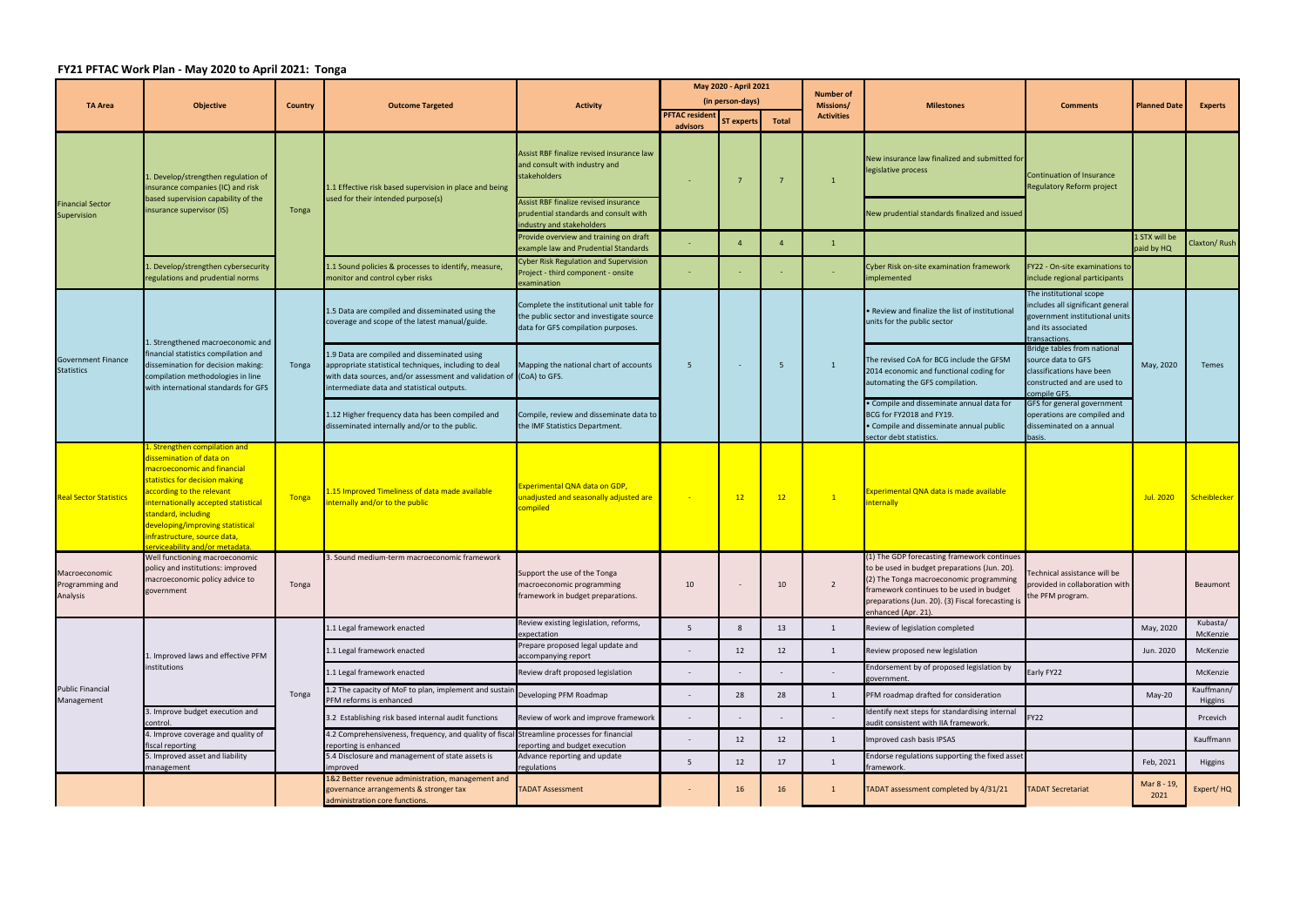## FY21 PFTAC Work Plan - May 2020 to April 2021: Tonga

| TA Area | Objective | Country | Outcome Targeted | Activity | May 2020 - April 2021 (in person-days) | | | Number of Missions/ Activities | Milestones | Comments | Planned Date | Experts |
|---|---|---|---|---|---|---|---|---|---|---|---|---|
| | | | | | PFTAC resident advisors | ST experts | Total | | | | | |
| Financial Sector Supervision | 1. Develop/strengthen regulation of insurance companies (IC) and risk based supervision capability of the insurance supervisor (IS) | Tonga | 1.1 Effective risk based supervision in place and being used for their intended purpose(s) | Assist RBF finalize revised insurance law and consult with industry and stakeholders | - | 7 | 7 | 1 | New insurance law finalized and submitted for legislative process | Continuation of Insurance Regulatory Reform project | | |
| | | | | Assist RBF finalize revised insurance prudential standards and consult with industry and stakeholders | | | | | New prudential standards finalized and issued | | | |
| | | | | Provide overview and training on draft example law and Prudential Standards | - | 4 | 4 | 1 | | | 1 STX will be paid by HQ | Claxton/ Rush |
| | 1. Develop/strengthen cybersecurity regulations and prudential norms | | 1.1 Sound policies & processes to identify, measure, monitor and control cyber risks | Cyber Risk Regulation and Supervision Project - third component - onsite examination | - | - | - | - | Cyber Risk on-site examination framework implemented | FY22 - On-site examinations to include regional participants | | |
| Government Finance Statistics | 1. Strengthened macroeconomic and financial statistics compilation and dissemination for decision making: compilation methodologies in line with international standards for GFS | Tonga | 1.5 Data are compiled and disseminated using the coverage and scope of the latest manual/guide. | Complete the institutional unit table for the public sector and investigate source data for GFS compilation purposes. | 5 | - | 5 | 1 | • Review and finalize the list of institutional units for the public sector | The institutional scope includes all significant general government institutional units and its associated transactions. | May, 2020 | Temes |
| | | | 1.9 Data are compiled and disseminated using appropriate statistical techniques, including to deal with data sources, and/or assessment and validation of intermediate data and statistical outputs. | Mapping the national chart of accounts (CoA) to GFS. | | | | | The revised CoA for BCG include the GFSM 2014 economic and functional coding for automating the GFS compilation. | Bridge tables from national source data to GFS classifications have been constructed and are used to compile GFS. | | |
| | | | 1.12 Higher frequency data has been compiled and disseminated internally and/or to the public. | Compile, review and disseminate data to the IMF Statistics Department. | | | | | • Compile and disseminate annual data for BCG for FY2018 and FY19.<br>• Compile and disseminate annual public sector debt statistics. | GFS for general government operations are compiled and disseminated on a annual basis. | | |
| Real Sector Statistics | 1. Strengthen compilation and dissemination of data on macroeconomic and financial statistics for decision making according to the relevant internationally accepted statistical standard, including developing/improving statistical infrastructure, source data, serviceability and/or metadata. | Tonga | 1.15 Improved Timeliness of data made available internally and/or to the public | Experimental QNA data on GDP, unadjusted and seasonally adjusted are compiled | - | 12 | 12 | 1 | Experimental QNA data is made available internally | | Jul. 2020 | Scheiblecker |
| Macroeconomic Programming and Analysis | Well functioning macroeconomic policy and institutions: improved macroeconomic policy advice to government | Tonga | 3. Sound medium-term macroeconomic framework | Support the use of the Tonga macroeconomic programming framework in budget preparations. | 10 | - | 10 | 2 | (1) The GDP forecasting framework continues to be used in budget preparations (Jun. 20). (2) The Tonga macroeconomic programming framework continues to be used in budget preparations (Jun. 20). (3) Fiscal forecasting is enhanced (Apr. 21). | Technical assistance will be provided in collaboration with the PFM program. | | Beaumont |
| Public Financial Management | 1. Improved laws and effective PFM institutions | Tonga | 1.1 Legal framework enacted | Review existing legislation, reforms, expectation | 5 | 8 | 13 | 1 | Review of legislation completed | | May, 2020 | Kubasta/ McKenzie |
| | | | 1.1 Legal framework enacted | Prepare proposed legal update and accompanying report | - | 12 | 12 | 1 | Review proposed new legislation | | Jun. 2020 | McKenzie |
| | | | 1.1 Legal framework enacted | Review draft proposed legislation | - | - | - | - | Endorsement by of proposed legislation by government. | Early FY22 | | McKenzie |
| | | | 1.2 The capacity of MoF to plan, implement and sustain PFM reforms is enhanced | Developing PFM Roadmap | - | 28 | 28 | 1 | PFM roadmap drafted for consideration | | May-20 | Kauffmann/ Higgins |
| | 3. Improve budget execution and control. | | 3.2 Establishing risk based internal audit functions | Review of work and improve framework | - | - | - | - | Identify next steps for standardising internal audit consistent with IIA framework. | FY22 | | Prcevich |
| | 4. Improve coverage and quality of fiscal reporting | | 4.2 Comprehensiveness, frequency, and quality of fiscal reporting is enhanced | Streamline processes for financial reporting and budget execution | - | 12 | 12 | 1 | Improved cash basis IPSAS | | | Kauffmann |
| | 5. Improved asset and liability management | | 5.4 Disclosure and management of state assets is improved | Advance reporting and update regulations | 5 | 12 | 17 | 1 | Endorse regulations supporting the fixed asset framework. | | Feb, 2021 | Higgins |
| | | | 1&2 Better revenue administration, management and governance arrangements & stronger tax administration core functions. | TADAT Assessment | - | 16 | 16 | 1 | TADAT assessment completed by 4/31/21 | TADAT Secretariat | Mar 8 - 19, 2021 | Expert/ HQ |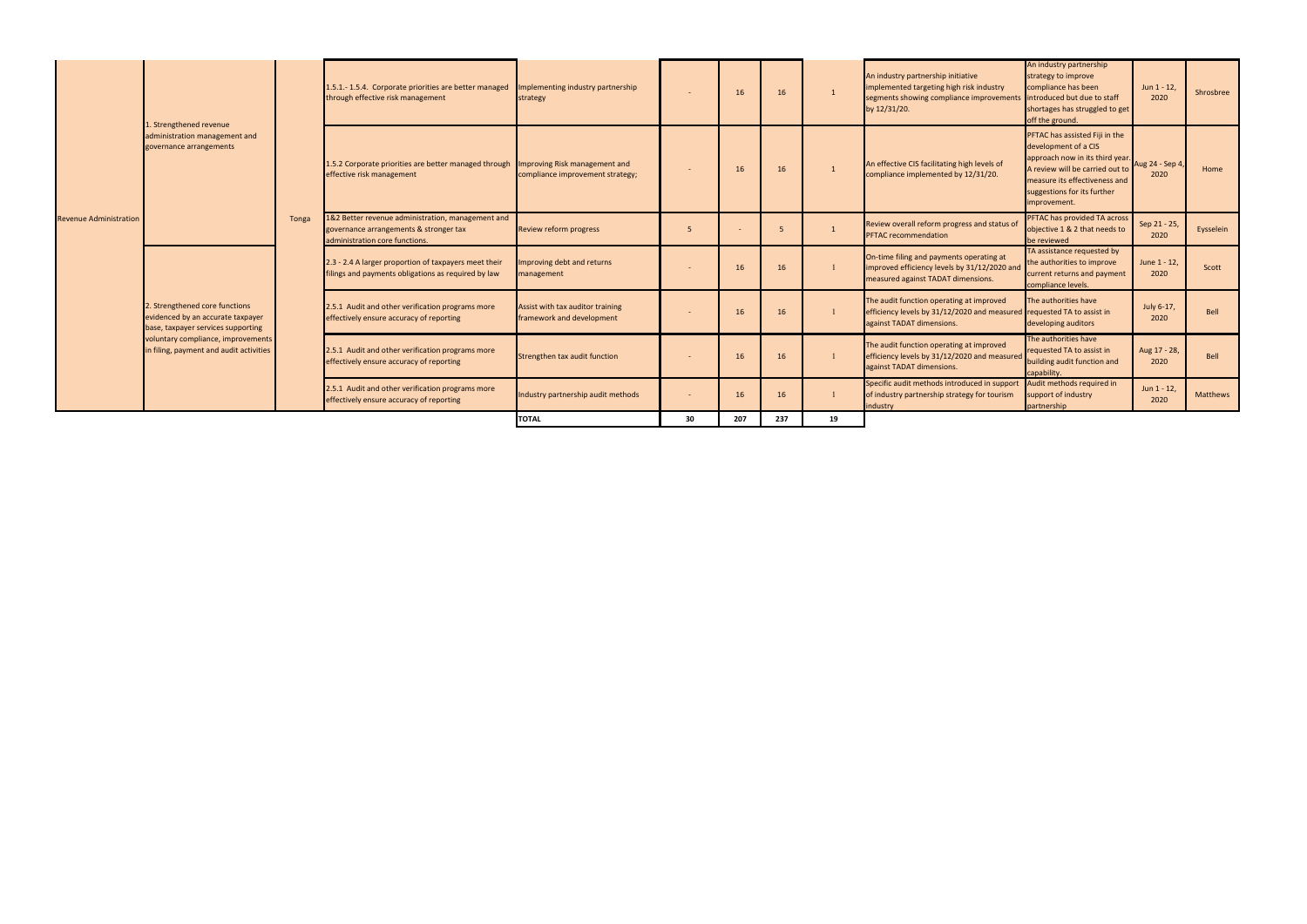| | | | | | | | | | | | | |
|---|---|---|---|---|---|---|---|---|---|---|---|---|
| Revenue Administration | 1. Strengthened revenue administration management and governance arrangements | Tonga | 1.5.1.- 1.5.4. Corporate priorities are better managed through effective risk management | Implementing industry partnership strategy | - | 16 | 16 | 1 | An industry partnership initiative implemented targeting high risk industry segments showing compliance improvements by 12/31/20. | An industry partnership strategy to improve compliance has been introduced but due to staff shortages has struggled to get off the ground. | Jun 1 - 12, 2020 | Shrosbree |
| | | | 1.5.2 Corporate priorities are better managed through effective risk management | Improving Risk management and compliance improvement strategy; | - | 16 | 16 | 1 | An effective CIS facilitating high levels of compliance implemented by 12/31/20. | PFTAC has assisted Fiji in the development of a CIS approach now in its third year. A review will be carried out to measure its effectiveness and suggestions for its further improvement. | Aug 24 - Sep 4, 2020 | Home |
| | | | 1&2 Better revenue administration, management and governance arrangements & stronger tax administration core functions. | Review reform progress | 5 | - | 5 | 1 | Review overall reform progress and status of PFTAC recommendation | PFTAC has provided TA across objective 1 & 2 that needs to be reviewed | Sep 21 - 25, 2020 | Eysselein |
| | 2. Strengthened core functions evidenced by an accurate taxpayer base, taxpayer services supporting voluntary compliance, improvements in filing, payment and audit activities | | 2.3 - 2.4 A larger proportion of taxpayers meet their filings and payments obligations as required by law | Improving debt and returns management | - | 16 | 16 | 1 | On-time filing and payments operating at improved efficiency levels by 31/12/2020 and measured against TADAT dimensions. | TA assistance requested by the authorities to improve current returns and payment compliance levels. | June 1 - 12, 2020 | Scott |
| | | | 2.5.1 Audit and other verification programs more effectively ensure accuracy of reporting | Assist with tax auditor training framework and development | - | 16 | 16 | 1 | The audit function operating at improved efficiency levels by 31/12/2020 and measured against TADAT dimensions. | The authorities have requested TA to assist in developing auditors | July 6-17, 2020 | Bell |
| | | | 2.5.1 Audit and other verification programs more effectively ensure accuracy of reporting | Strengthen tax audit function | - | 16 | 16 | 1 | The audit function operating at improved efficiency levels by 31/12/2020 and measured against TADAT dimensions. | The authorities have requested TA to assist in building audit function and capability. | Aug 17 - 28, 2020 | Bell |
| | | | 2.5.1 Audit and other verification programs more effectively ensure accuracy of reporting | Industry partnership audit methods | - | 16 | 16 | 1 | Specific audit methods introduced in support of industry partnership strategy for tourism industry | Audit methods required in support of industry partnership | Jun 1 - 12, 2020 | Matthews |
| | | | | **TOTAL** | **30** | **207** | **237** | **19** | | | | |